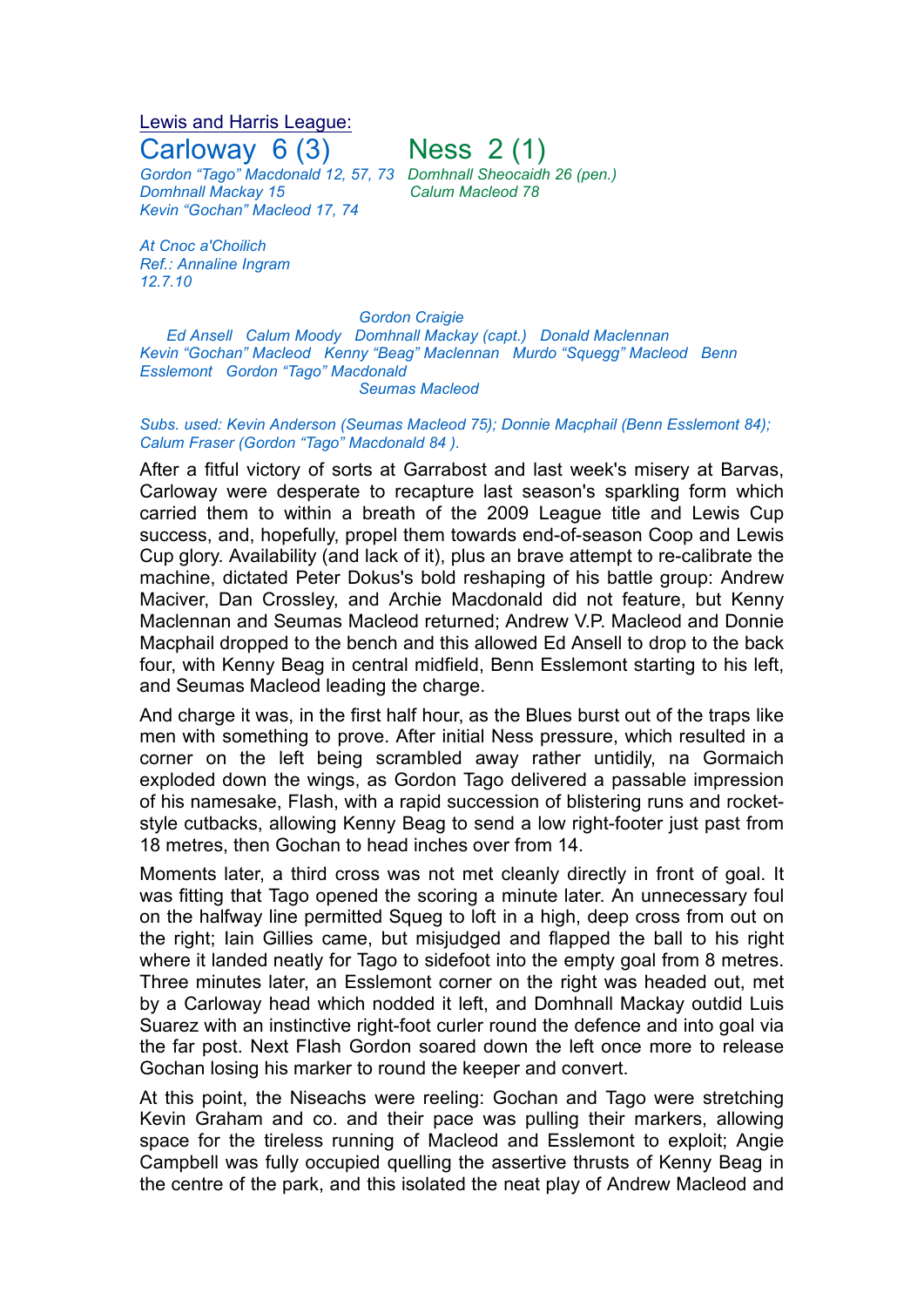Lewis and Harris League:

## Carloway 6 (3) Ness 2 (1)

*Gordon "Tago" Macdonald 12, 57, 73*
*Domhnall Mackay 15*
*Kevin "Gochan" Macleod 17, 74*

*Domhnall Sheocaidh 26 (pen.)*
*Calum Macleod 78*

*At Cnoc a'Choilich*
*Ref.: Annaline Ingram*
*12.7.10*

*Gordon Craigie*
*Ed Ansell Calum Moody Domhnall Mackay (capt.) Donald Maclennan*
*Kevin "Gochan" Macleod Kenny "Beag" Maclennan Murdo "Squegg" Macleod Benn Esslemont Gordon "Tago" Macdonald*
*Seumas Macleod*

*Subs. used: Kevin Anderson (Seumas Macleod 75); Donnie Macphail (Benn Esslemont 84); Calum Fraser (Gordon "Tago" Macdonald 84 ).*

After a fitful victory of sorts at Garrabost and last week's misery at Barvas, Carloway were desperate to recapture last season's sparkling form which carried them to within a breath of the 2009 League title and Lewis Cup success, and, hopefully, propel them towards end-of-season Coop and Lewis Cup glory. Availability (and lack of it), plus an brave attempt to re-calibrate the machine, dictated Peter Dokus's bold reshaping of his battle group: Andrew Maciver, Dan Crossley, and Archie Macdonald did not feature, but Kenny Maclennan and Seumas Macleod returned; Andrew V.P. Macleod and Donnie Macphail dropped to the bench and this allowed Ed Ansell to drop to the back four, with Kenny Beag in central midfield, Benn Esslemont starting to his left, and Seumas Macleod leading the charge.

And charge it was, in the first half hour, as the Blues burst out of the traps like men with something to prove. After initial Ness pressure, which resulted in a corner on the left being scrambled away rather untidily, na Gormaich exploded down the wings, as Gordon Tago delivered a passable impression of his namesake, Flash, with a rapid succession of blistering runs and rocket-style cutbacks, allowing Kenny Beag to send a low right-footer just past from 18 metres, then Gochan to head inches over from 14.

Moments later, a third cross was not met cleanly directly in front of goal. It was fitting that Tago opened the scoring a minute later. An unnecessary foul on the halfway line permitted Squeg to loft in a high, deep cross from out on the right; Iain Gillies came, but misjudged and flapped the ball to his right where it landed neatly for Tago to sidefoot into the empty goal from 8 metres. Three minutes later, an Esslemont corner on the right was headed out, met by a Carloway head which nodded it left, and Domhnall Mackay outdid Luis Suarez with an instinctive right-foot curler round the defence and into goal via the far post. Next Flash Gordon soared down the left once more to release Gochan losing his marker to round the keeper and convert.

At this point, the Niseachs were reeling: Gochan and Tago were stretching Kevin Graham and co. and their pace was pulling their markers, allowing space for the tireless running of Macleod and Esslemont to exploit; Angie Campbell was fully occupied quelling the assertive thrusts of Kenny Beag in the centre of the park, and this isolated the neat play of Andrew Macleod and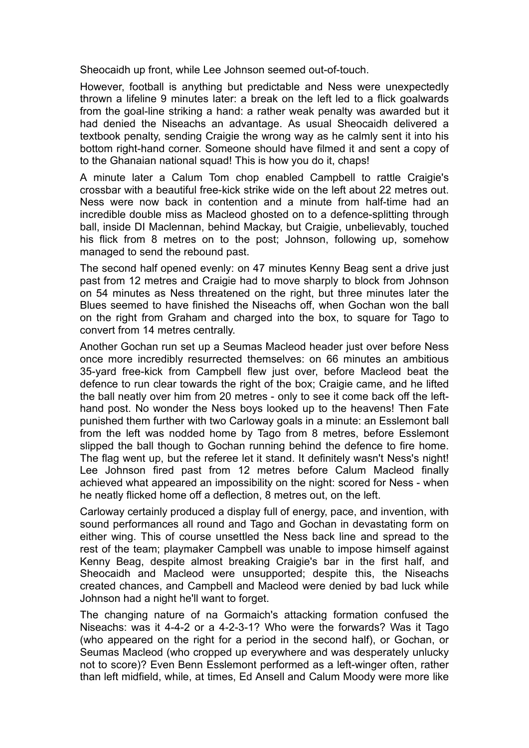Sheocaidh up front, while Lee Johnson seemed out-of-touch.

However, football is anything but predictable and Ness were unexpectedly thrown a lifeline 9 minutes later: a break on the left led to a flick goalwards from the goal-line striking a hand: a rather weak penalty was awarded but it had denied the Niseachs an advantage. As usual Sheocaidh delivered a textbook penalty, sending Craigie the wrong way as he calmly sent it into his bottom right-hand corner. Someone should have filmed it and sent a copy of to the Ghanaian national squad! This is how you do it, chaps!

A minute later a Calum Tom chop enabled Campbell to rattle Craigie's crossbar with a beautiful free-kick strike wide on the left about 22 metres out. Ness were now back in contention and a minute from half-time had an incredible double miss as Macleod ghosted on to a defence-splitting through ball, inside DI Maclennan, behind Mackay, but Craigie, unbelievably, touched his flick from 8 metres on to the post; Johnson, following up, somehow managed to send the rebound past.

The second half opened evenly: on 47 minutes Kenny Beag sent a drive just past from 12 metres and Craigie had to move sharply to block from Johnson on 54 minutes as Ness threatened on the right, but three minutes later the Blues seemed to have finished the Niseachs off, when Gochan won the ball on the right from Graham and charged into the box, to square for Tago to convert from 14 metres centrally.

Another Gochan run set up a Seumas Macleod header just over before Ness once more incredibly resurrected themselves: on 66 minutes an ambitious 35-yard free-kick from Campbell flew just over, before Macleod beat the defence to run clear towards the right of the box; Craigie came, and he lifted the ball neatly over him from 20 metres - only to see it come back off the left-hand post. No wonder the Ness boys looked up to the heavens! Then Fate punished them further with two Carloway goals in a minute: an Esslemont ball from the left was nodded home by Tago from 8 metres, before Esslemont slipped the ball though to Gochan running behind the defence to fire home. The flag went up, but the referee let it stand. It definitely wasn't Ness's night! Lee Johnson fired past from 12 metres before Calum Macleod finally achieved what appeared an impossibility on the night: scored for Ness - when he neatly flicked home off a deflection, 8 metres out, on the left.

Carloway certainly produced a display full of energy, pace, and invention, with sound performances all round and Tago and Gochan in devastating form on either wing. This of course unsettled the Ness back line and spread to the rest of the team; playmaker Campbell was unable to impose himself against Kenny Beag, despite almost breaking Craigie's bar in the first half, and Sheocaidh and Macleod were unsupported; despite this, the Niseachs created chances, and Campbell and Macleod were denied by bad luck while Johnson had a night he'll want to forget.

The changing nature of na Gormaich's attacking formation confused the Niseachs: was it 4-4-2 or a 4-2-3-1? Who were the forwards? Was it Tago (who appeared on the right for a period in the second half), or Gochan, or Seumas Macleod (who cropped up everywhere and was desperately unlucky not to score)? Even Benn Esslemont performed as a left-winger often, rather than left midfield, while, at times, Ed Ansell and Calum Moody were more like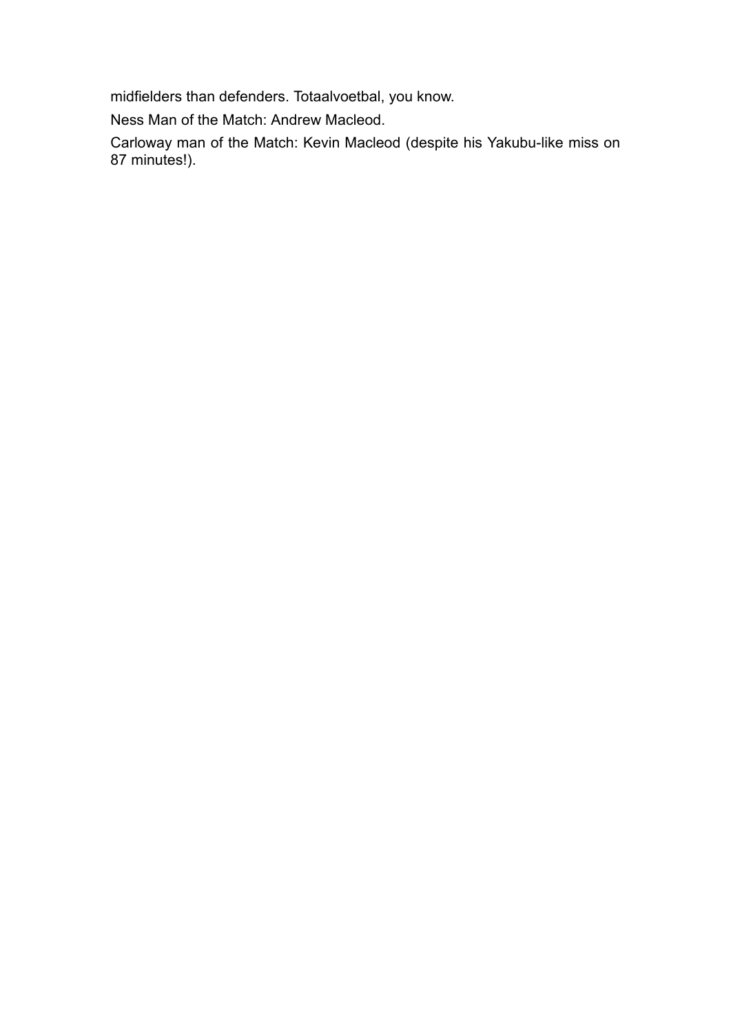midfielders than defenders. Totaalvoetbal, you know.

Ness Man of the Match: Andrew Macleod.

Carloway man of the Match: Kevin Macleod (despite his Yakubu-like miss on 87 minutes!).